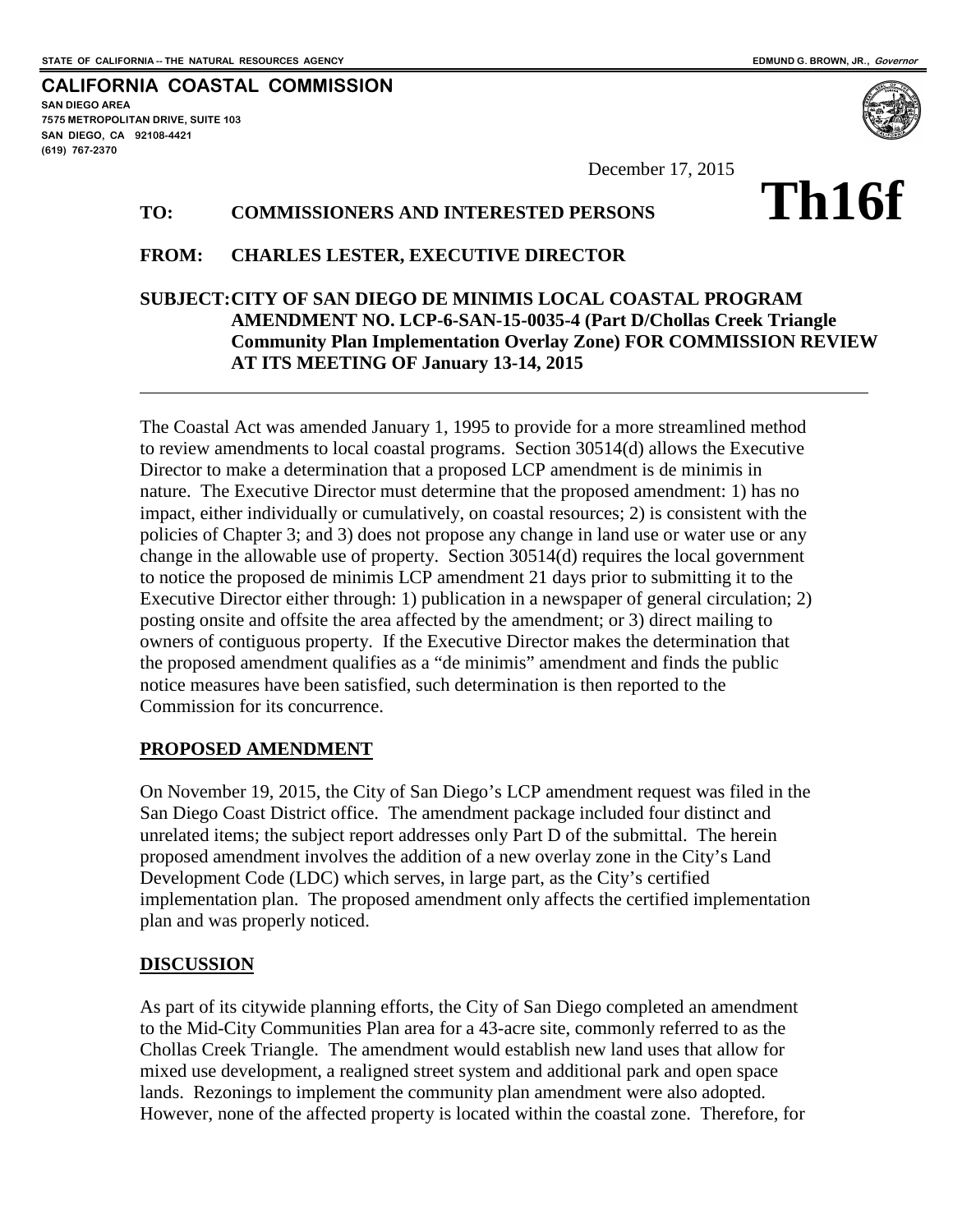STATE OF CALIFORNIA -- THE NATURAL RESOURCES AGENCY

EDMUND G. BROWN, JR., *Governor*

**CALIFORNIA COASTAL COMMISSION**

SAN DIEGO AREA
7575 METROPOLITAN DRIVE, SUITE 103
SAN DIEGO, CA 92108-4421
(619) 767-2370

December 17, 2015

# Th16f

**TO: COMMISSIONERS AND INTERESTED PERSONS**

**FROM: CHARLES LESTER, EXECUTIVE DIRECTOR**

**SUBJECT: CITY OF SAN DIEGO DE MINIMIS LOCAL COASTAL PROGRAM AMENDMENT NO. LCP-6-SAN-15-0035-4 (Part D/Chollas Creek Triangle Community Plan Implementation Overlay Zone) FOR COMMISSION REVIEW AT ITS MEETING OF January 13-14, 2015**

---

The Coastal Act was amended January 1, 1995 to provide for a more streamlined method to review amendments to local coastal programs. Section 30514(d) allows the Executive Director to make a determination that a proposed LCP amendment is de minimis in nature. The Executive Director must determine that the proposed amendment: 1) has no impact, either individually or cumulatively, on coastal resources; 2) is consistent with the policies of Chapter 3; and 3) does not propose any change in land use or water use or any change in the allowable use of property. Section 30514(d) requires the local government to notice the proposed de minimis LCP amendment 21 days prior to submitting it to the Executive Director either through: 1) publication in a newspaper of general circulation; 2) posting onsite and offsite the area affected by the amendment; or 3) direct mailing to owners of contiguous property. If the Executive Director makes the determination that the proposed amendment qualifies as a "de minimis" amendment and finds the public notice measures have been satisfied, such determination is then reported to the Commission for its concurrence.

## PROPOSED AMENDMENT

On November 19, 2015, the City of San Diego's LCP amendment request was filed in the San Diego Coast District office. The amendment package included four distinct and unrelated items; the subject report addresses only Part D of the submittal. The herein proposed amendment involves the addition of a new overlay zone in the City's Land Development Code (LDC) which serves, in large part, as the City's certified implementation plan. The proposed amendment only affects the certified implementation plan and was properly noticed.

## DISCUSSION

As part of its citywide planning efforts, the City of San Diego completed an amendment to the Mid-City Communities Plan area for a 43-acre site, commonly referred to as the Chollas Creek Triangle. The amendment would establish new land uses that allow for mixed use development, a realigned street system and additional park and open space lands. Rezonings to implement the community plan amendment were also adopted. However, none of the affected property is located within the coastal zone. Therefore, for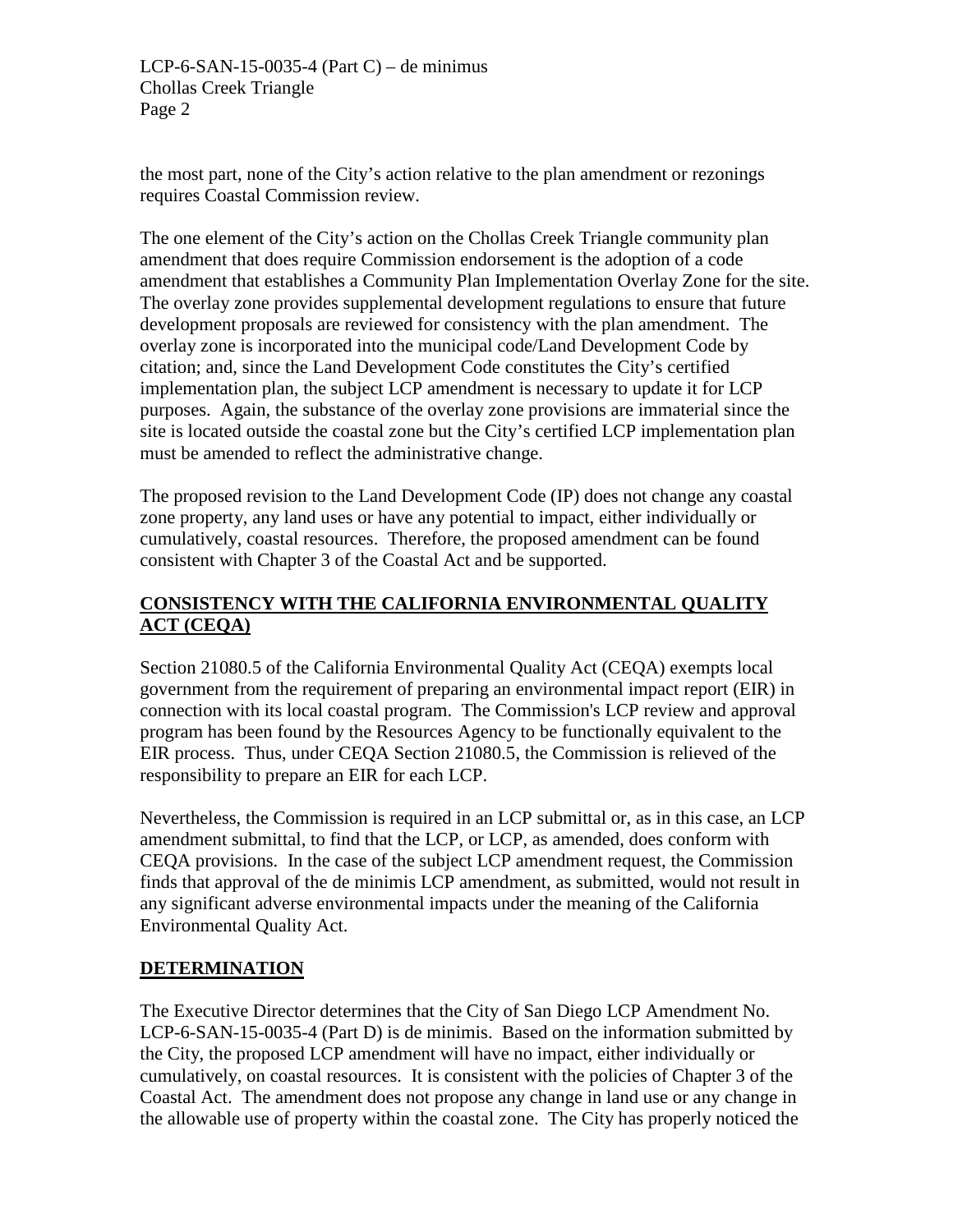the most part, none of the City's action relative to the plan amendment or rezonings requires Coastal Commission review.

The one element of the City's action on the Chollas Creek Triangle community plan amendment that does require Commission endorsement is the adoption of a code amendment that establishes a Community Plan Implementation Overlay Zone for the site. The overlay zone provides supplemental development regulations to ensure that future development proposals are reviewed for consistency with the plan amendment. The overlay zone is incorporated into the municipal code/Land Development Code by citation; and, since the Land Development Code constitutes the City's certified implementation plan, the subject LCP amendment is necessary to update it for LCP purposes. Again, the substance of the overlay zone provisions are immaterial since the site is located outside the coastal zone but the City's certified LCP implementation plan must be amended to reflect the administrative change.

The proposed revision to the Land Development Code (IP) does not change any coastal zone property, any land uses or have any potential to impact, either individually or cumulatively, coastal resources. Therefore, the proposed amendment can be found consistent with Chapter 3 of the Coastal Act and be supported.

## CONSISTENCY WITH THE CALIFORNIA ENVIRONMENTAL QUALITY ACT (CEQA)

Section 21080.5 of the California Environmental Quality Act (CEQA) exempts local government from the requirement of preparing an environmental impact report (EIR) in connection with its local coastal program. The Commission's LCP review and approval program has been found by the Resources Agency to be functionally equivalent to the EIR process. Thus, under CEQA Section 21080.5, the Commission is relieved of the responsibility to prepare an EIR for each LCP.

Nevertheless, the Commission is required in an LCP submittal or, as in this case, an LCP amendment submittal, to find that the LCP, or LCP, as amended, does conform with CEQA provisions. In the case of the subject LCP amendment request, the Commission finds that approval of the de minimis LCP amendment, as submitted, would not result in any significant adverse environmental impacts under the meaning of the California Environmental Quality Act.

## DETERMINATION

The Executive Director determines that the City of San Diego LCP Amendment No. LCP-6-SAN-15-0035-4 (Part D) is de minimis. Based on the information submitted by the City, the proposed LCP amendment will have no impact, either individually or cumulatively, on coastal resources. It is consistent with the policies of Chapter 3 of the Coastal Act. The amendment does not propose any change in land use or any change in the allowable use of property within the coastal zone. The City has properly noticed the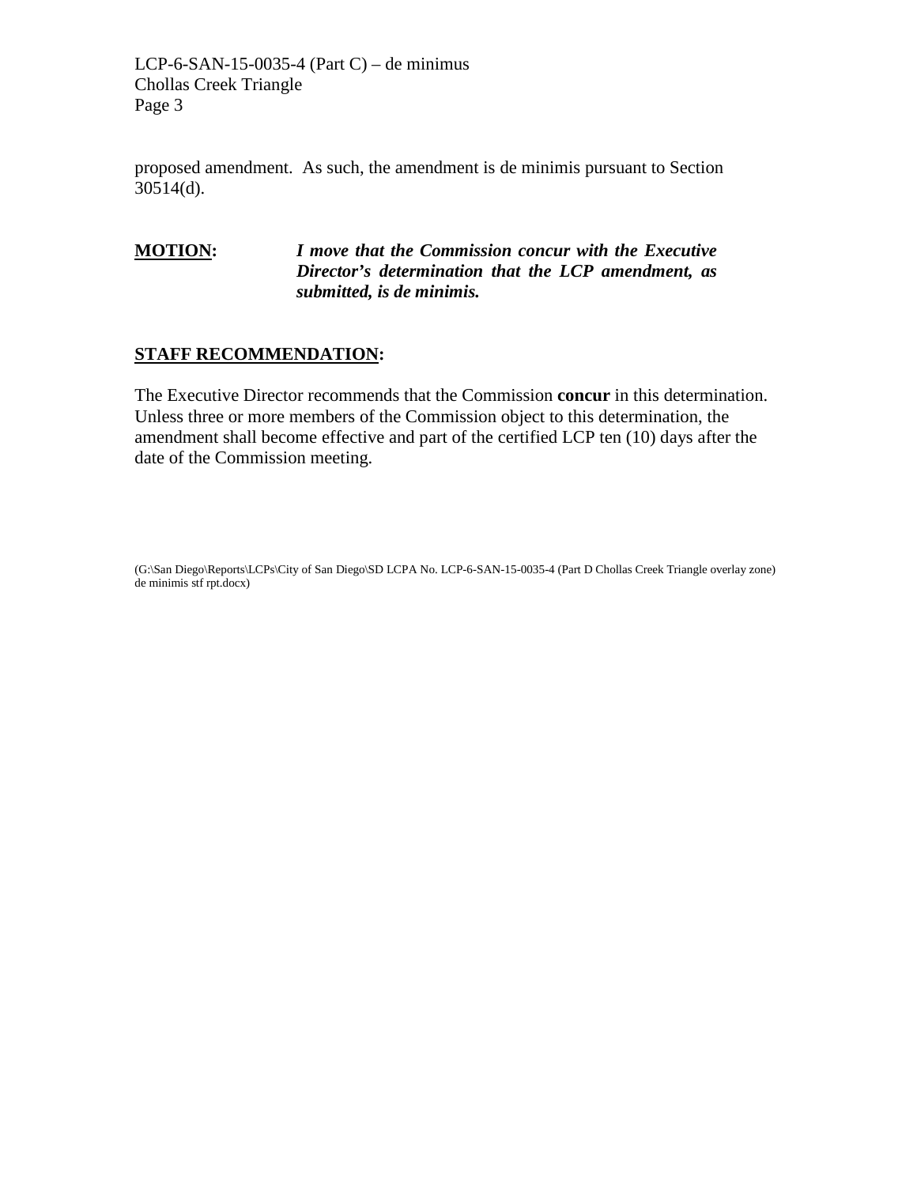proposed amendment. As such, the amendment is de minimis pursuant to Section 30514(d).

**MOTION:** ***I move that the Commission concur with the Executive Director's determination that the LCP amendment, as submitted, is de minimis.***

**STAFF RECOMMENDATION:**

The Executive Director recommends that the Commission **concur** in this determination. Unless three or more members of the Commission object to this determination, the amendment shall become effective and part of the certified LCP ten (10) days after the date of the Commission meeting.

(G:\San Diego\Reports\LCPs\City of San Diego\SD LCPA No. LCP-6-SAN-15-0035-4 (Part D Chollas Creek Triangle overlay zone) de minimis stf rpt.docx)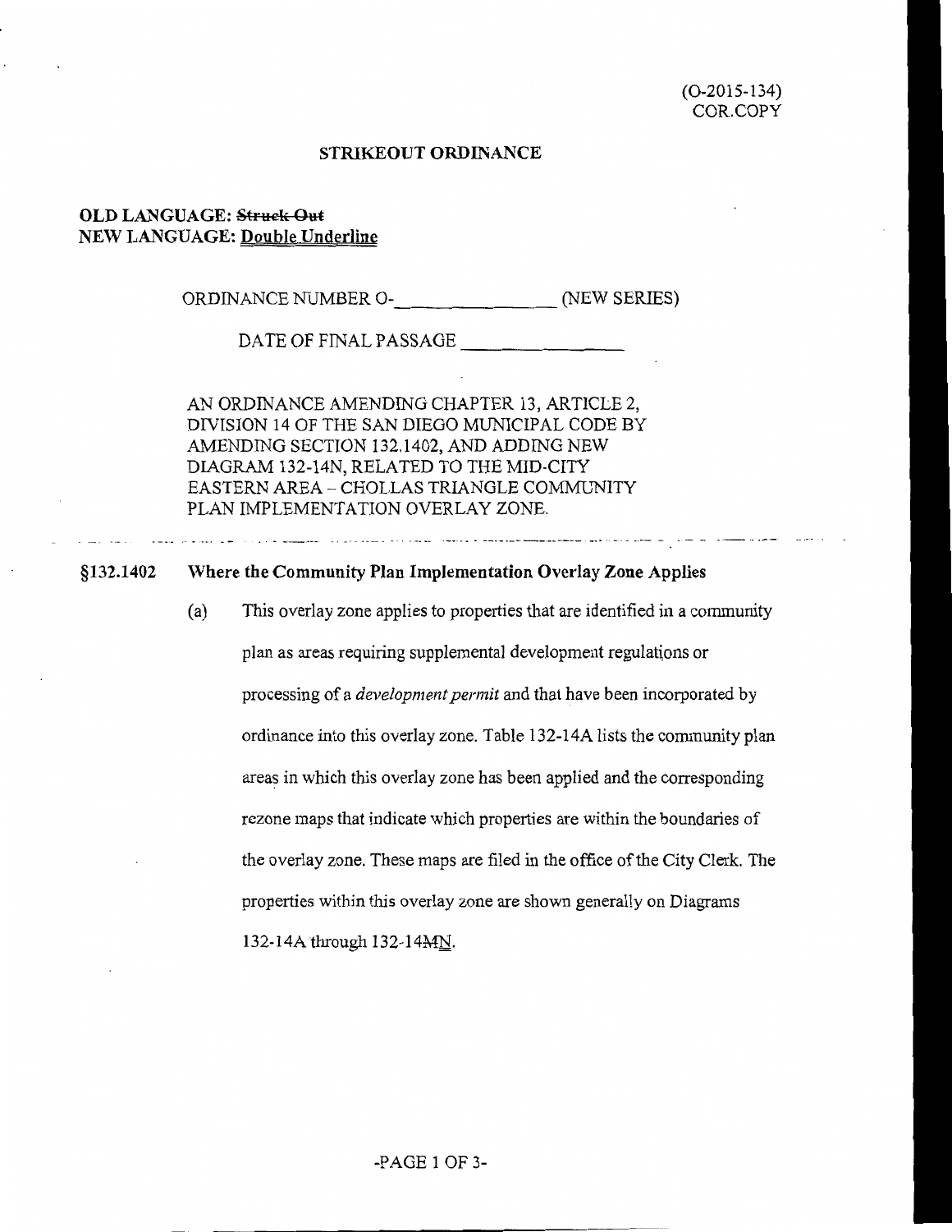(O-2015-134)
COR.COPY

**STRIKEOUT ORDINANCE**

**OLD LANGUAGE: ~~Struck Out~~**
**NEW LANGUAGE: <u>Double Underline</u>**

ORDINANCE NUMBER O-\_\_\_\_\_\_\_\_\_\_\_\_\_\_\_\_ (NEW SERIES)

DATE OF FINAL PASSAGE \_\_\_\_\_\_\_\_\_\_\_\_\_\_\_\_

AN ORDINANCE AMENDING CHAPTER 13, ARTICLE 2, DIVISION 14 OF THE SAN DIEGO MUNICIPAL CODE BY AMENDING SECTION 132.1402, AND ADDING NEW DIAGRAM 132-14N, RELATED TO THE MID-CITY EASTERN AREA – CHOLLAS TRIANGLE COMMUNITY PLAN IMPLEMENTATION OVERLAY ZONE.

**§132.1402 Where the Community Plan Implementation Overlay Zone Applies**

(a) This overlay zone applies to properties that are identified in a community plan as areas requiring supplemental development regulations or processing of a *development permit* and that have been incorporated by ordinance into this overlay zone. Table 132-14A lists the community plan areas in which this overlay zone has been applied and the corresponding rezone maps that indicate which properties are within the boundaries of the overlay zone. These maps are filed in the office of the City Clerk. The properties within this overlay zone are shown generally on Diagrams 132-14A through 132-14~~M~~<u>N</u>.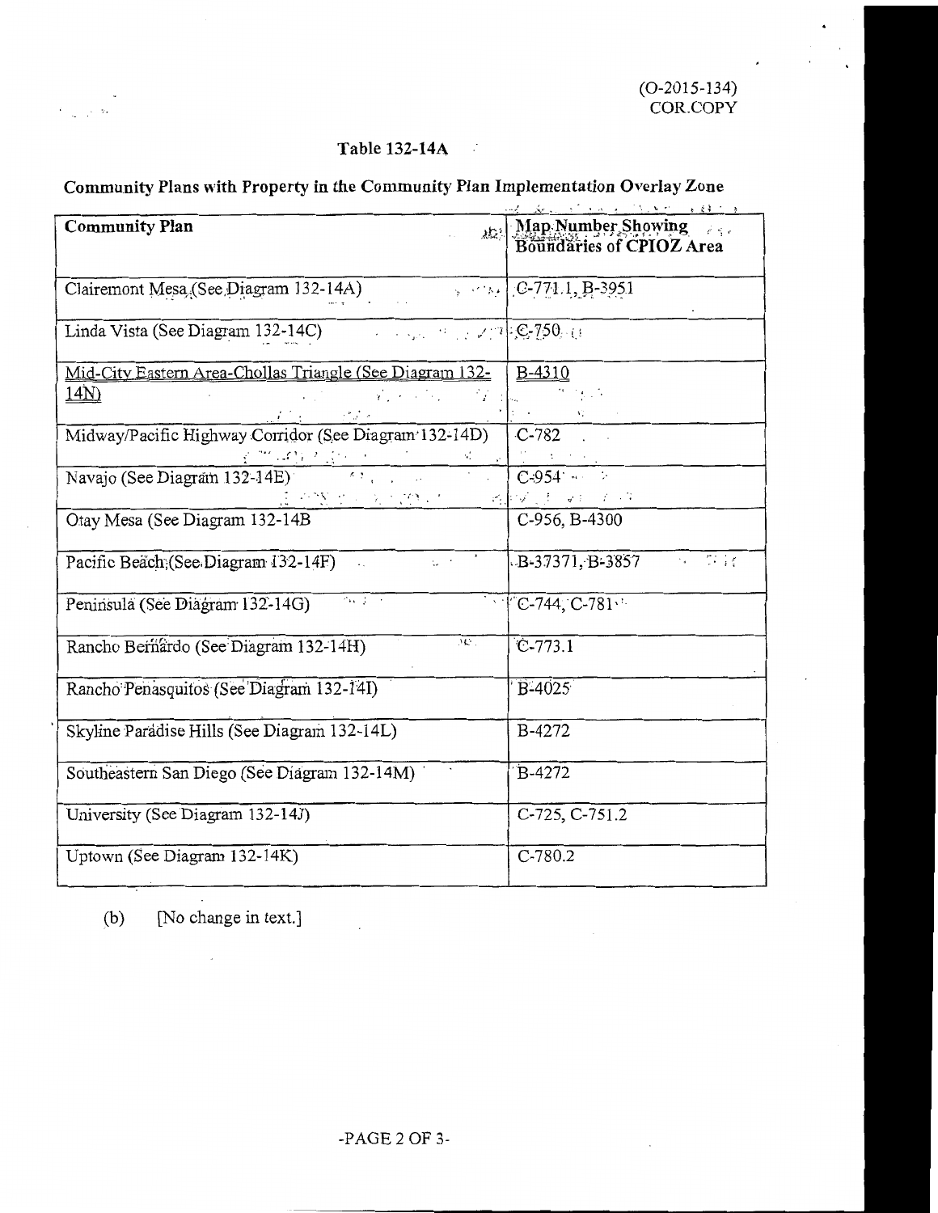(O-2015-134)
COR.COPY

**Table 132-14A**

**Community Plans with Property in the Community Plan Implementation Overlay Zone**

| Community Plan | Map Number Showing Boundaries of CPIOZ Area |
|---|---|
| Clairemont Mesa (See Diagram 132-14A) | C-771.1, B-3951 |
| Linda Vista (See Diagram 132-14C) | C-750 |
| Mid-City Eastern Area-Chollas Triangle (See Diagram 132-14N) | B-4310 |
| Midway/Pacific Highway Corridor (See Diagram 132-14D) | C-782 |
| Navajo (See Diagram 132-14E) | C-954 |
| Otay Mesa (See Diagram 132-14B | C-956, B-4300 |
| Pacific Beach (See Diagram 132-14F) | B-37371, B-3857 |
| Peninsula (See Diagram 132-14G) | C-744, C-781 |
| Rancho Bernardo (See Diagram 132-14H) | C-773.1 |
| Rancho Penasquitos (See Diagram 132-14I) | B-4025 |
| Skyline Paradise Hills (See Diagram 132-14L) | B-4272 |
| Southeastern San Diego (See Diagram 132-14M) | B-4272 |
| University (See Diagram 132-14J) | C-725, C-751.2 |
| Uptown (See Diagram 132-14K) | C-780.2 |

(b) [No change in text.]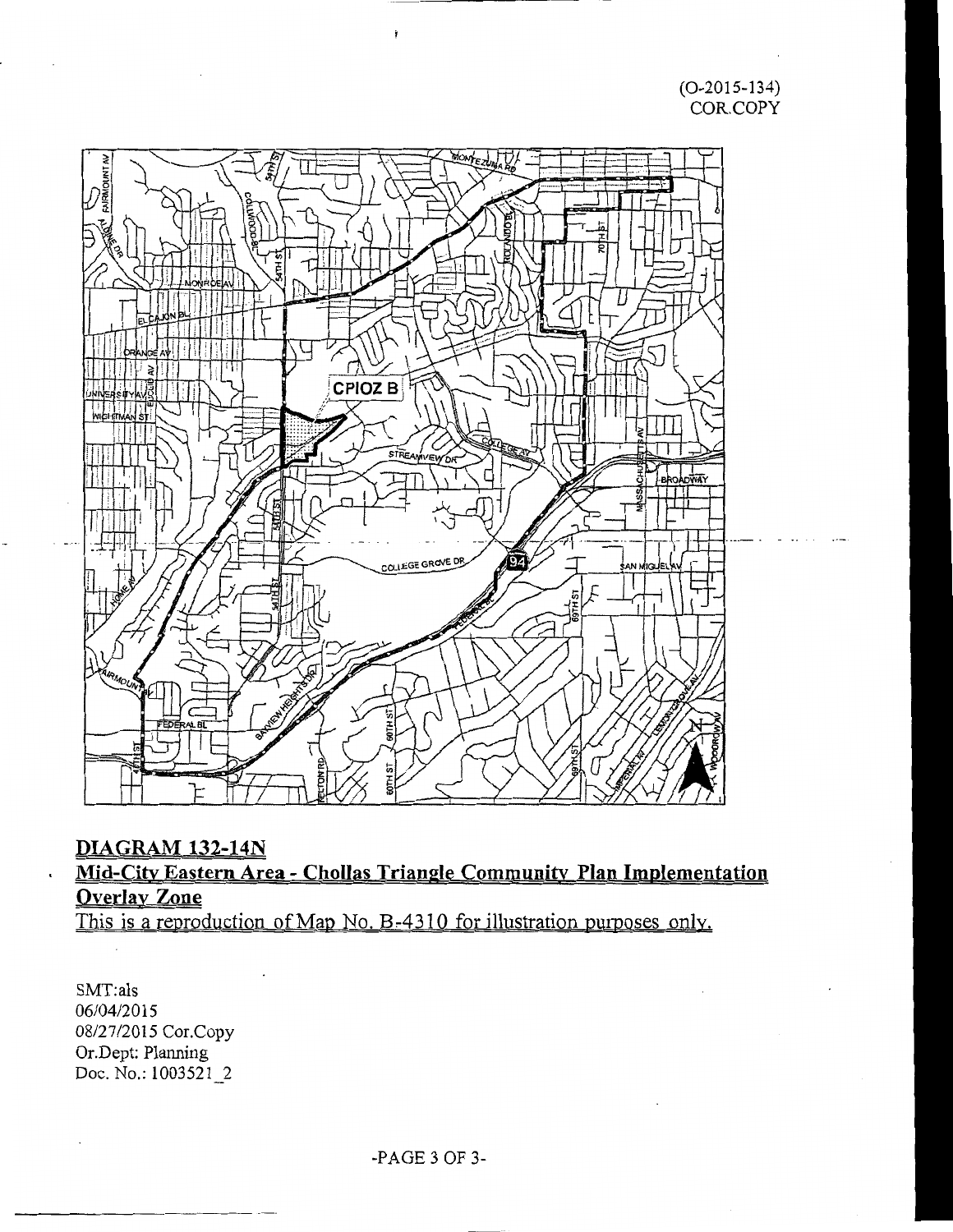(O-2015-134)
COR.COPY

**DIAGRAM 132-14N**

**Mid-City Eastern Area - Chollas Triangle Community Plan Implementation Overlay Zone**

This is a reproduction of Map No. B-4310 for illustration purposes only.

SMT:als
06/04/2015
08/27/2015 Cor.Copy
Or.Dept: Planning
Doc. No.: 1003521_2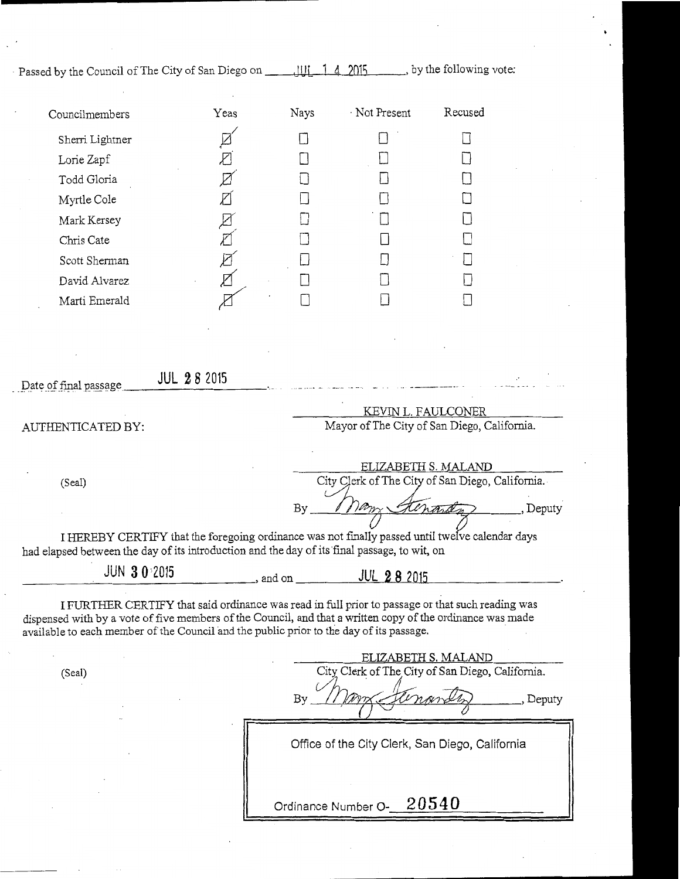Passed by the Council of The City of San Diego on JUL 14 2015, by the following vote:

| Councilmembers | Yeas | Nays | Not Present | Recused |
|---|---|---|---|---|
| Sherri Lightner | ☑ | ☐ | ☐ | ☐ |
| Lorie Zapf | ☑ | ☐ | ☐ | ☐ |
| Todd Gloria | ☑ | ☐ | ☐ | ☐ |
| Myrtle Cole | ☑ | ☐ | ☐ | ☐ |
| Mark Kersey | ☑ | ☐ | ☐ | ☐ |
| Chris Cate | ☑ | ☐ | ☐ | ☐ |
| Scott Sherman | ☑ | ☐ | ☐ | ☐ |
| David Alvarez | ☑ | ☐ | ☐ | ☐ |
| Marti Emerald | ☑ | ☐ | ☐ | ☐ |

Date of final passage JUL 28 2015.

AUTHENTICATED BY:

KEVIN L. FAULCONER
Mayor of The City of San Diego, California.

(Seal)

ELIZABETH S. MALAND
City Clerk of The City of San Diego, California.

By [signature], Deputy

I HEREBY CERTIFY that the foregoing ordinance was not finally passed until twelve calendar days had elapsed between the day of its introduction and the day of its final passage, to wit, on

JUN 30 2015, and on JUL 28 2015.

I FURTHER CERTIFY that said ordinance was read in full prior to passage or that such reading was dispensed with by a vote of five members of the Council, and that a written copy of the ordinance was made available to each member of the Council and the public prior to the day of its passage.

(Seal)

ELIZABETH S. MALAND
City Clerk of The City of San Diego, California.

By [signature], Deputy

Office of the City Clerk, San Diego, California

Ordinance Number O- 20540